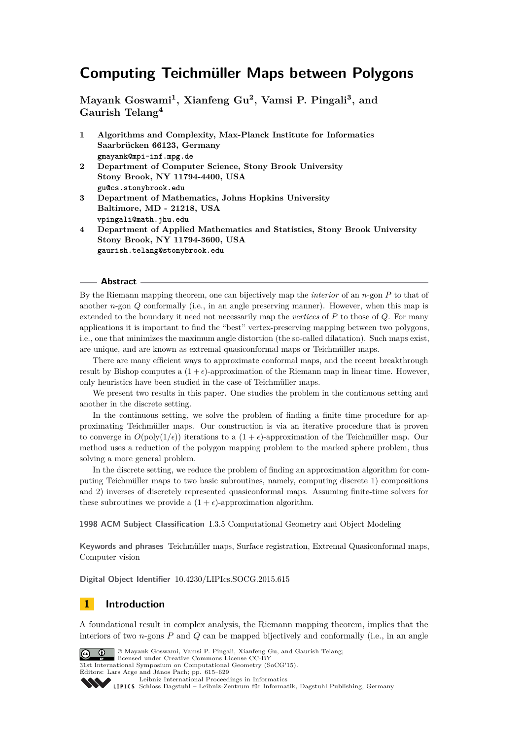# Computing Teichmüller Maps between Polygons

**Mayank Goswami[1], Xianfeng Gu[2], Vamsi P. Pingali[3], and Gaurish Telang[4]**

1. **Algorithms and Complexity, Max-Planck Institute for Informatics Saarbrücken 66123, Germany**
   `gmayank@mpi-inf.mpg.de`
2. **Department of Computer Science, Stony Brook University Stony Brook, NY 11794-4400, USA**
   `gu@cs.stonybrook.edu`
3. **Department of Mathematics, Johns Hopkins University Baltimore, MD - 21218, USA**
   `vpingali@math.jhu.edu`
4. **Department of Applied Mathematics and Statistics, Stony Brook University Stony Brook, NY 11794-3600, USA**
   `gaurish.telang@stonybrook.edu`

## Abstract

By the Riemann mapping theorem, one can bijectively map the *interior* of an $n$-gon $P$ to that of another $n$-gon $Q$ conformally (i.e., in an angle preserving manner). However, when this map is extended to the boundary it need not necessarily map the *vertices* of $P$ to those of $Q$. For many applications it is important to find the "best" vertex-preserving mapping between two polygons, i.e., one that minimizes the maximum angle distortion (the so-called dilatation). Such maps exist, are unique, and are known as extremal quasiconformal maps or Teichmüller maps.

There are many efficient ways to approximate conformal maps, and the recent breakthrough result by Bishop computes a $(1+\epsilon)$-approximation of the Riemann map in linear time. However, only heuristics have been studied in the case of Teichmüller maps.

We present two results in this paper. One studies the problem in the continuous setting and another in the discrete setting.

In the continuous setting, we solve the problem of finding a finite time procedure for approximating Teichmüller maps. Our construction is via an iterative procedure that is proven to converge in $O(\text{poly}(1/\epsilon))$ iterations to a $(1+\epsilon)$-approximation of the Teichmüller map. Our method uses a reduction of the polygon mapping problem to the marked sphere problem, thus solving a more general problem.

In the discrete setting, we reduce the problem of finding an approximation algorithm for computing Teichmüller maps to two basic subroutines, namely, computing discrete 1) compositions and 2) inverses of discretely represented quasiconformal maps. Assuming finite-time solvers for these subroutines we provide a $(1+\epsilon)$-approximation algorithm.

**1998 ACM Subject Classification** I.3.5 Computational Geometry and Object Modeling

**Keywords and phrases** Teichmüller maps, Surface registration, Extremal Quasiconformal maps, Computer vision

**Digital Object Identifier** 10.4230/LIPIcs.SOCG.2015.615

## 1 Introduction

A foundational result in complex analysis, the Riemann mapping theorem, implies that the interiors of two $n$-gons $P$ and $Q$ can be mapped bijectively and conformally (i.e., in an angle

© Mayank Goswami, Vamsi P. Pingali, Xianfeng Gu, and Gaurish Telang; licensed under Creative Commons License CC-BY
31st International Symposium on Computational Geometry (SoCG'15).
Editors: Lars Arge and János Pach; pp. 615–629
Leibniz International Proceedings in Informatics
Schloss Dagstuhl – Leibniz-Zentrum für Informatik, Dagstuhl Publishing, Germany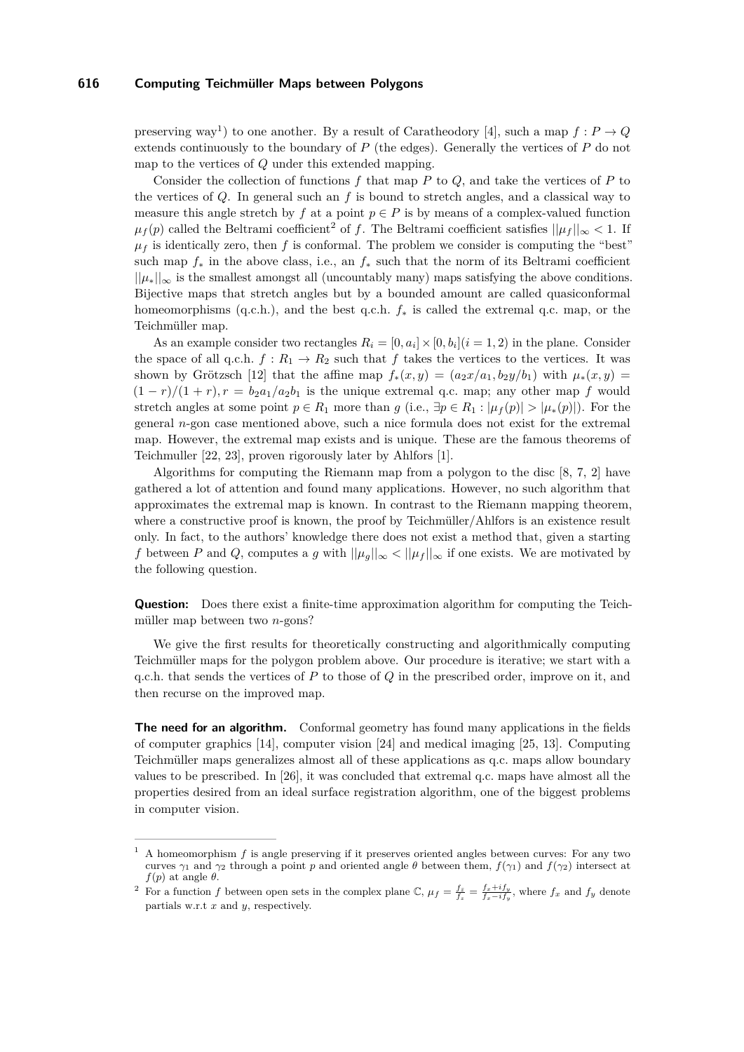preserving way[1]) to one another. By a result of Caratheodory [4], such a map $f : P \to Q$ extends continuously to the boundary of $P$ (the edges). Generally the vertices of $P$ do not map to the vertices of $Q$ under this extended mapping.

Consider the collection of functions $f$ that map $P$ to $Q$, and take the vertices of $P$ to the vertices of $Q$. In general such an $f$ is bound to stretch angles, and a classical way to measure this angle stretch by $f$ at a point $p \in P$ is by means of a complex-valued function $\mu_f(p)$ called the Beltrami coefficient[2] of $f$. The Beltrami coefficient satisfies $||\mu_f||_\infty < 1$. If $\mu_f$ is identically zero, then $f$ is conformal. The problem we consider is computing the "best" such map $f_*$ in the above class, i.e., an $f_*$ such that the norm of its Beltrami coefficient $||\mu_*||_\infty$ is the smallest amongst all (uncountably many) maps satisfying the above conditions. Bijective maps that stretch angles but by a bounded amount are called quasiconformal homeomorphisms (q.c.h.), and the best q.c.h. $f_*$ is called the extremal q.c. map, or the Teichmüller map.

As an example consider two rectangles $R_i = [0, a_i] \times [0, b_i] (i = 1, 2)$ in the plane. Consider the space of all q.c.h. $f : R_1 \to R_2$ such that $f$ takes the vertices to the vertices. It was shown by Grötzsch [12] that the affine map $f_*(x, y) = (a_2 x/a_1, b_2 y/b_1)$ with $\mu_*(x, y) = (1 - r)/(1 + r), r = b_2 a_1/a_2 b_1$ is the unique extremal q.c. map; any other map $f$ would stretch angles at some point $p \in R_1$ more than $g$ (i.e., $\exists p \in R_1 : |\mu_f(p)| > |\mu_*(p)|$). For the general $n$-gon case mentioned above, such a nice formula does not exist for the extremal map. However, the extremal map exists and is unique. These are the famous theorems of Teichmuller [22, 23], proven rigorously later by Ahlfors [1].

Algorithms for computing the Riemann map from a polygon to the disc [8, 7, 2] have gathered a lot of attention and found many applications. However, no such algorithm that approximates the extremal map is known. In contrast to the Riemann mapping theorem, where a constructive proof is known, the proof by Teichmüller/Ahlfors is an existence result only. In fact, to the authors' knowledge there does not exist a method that, given a starting $f$ between $P$ and $Q$, computes a $g$ with $||\mu_g||_\infty < ||\mu_f||_\infty$ if one exists. We are motivated by the following question.

**Question:** Does there exist a finite-time approximation algorithm for computing the Teichmüller map between two $n$-gons?

We give the first results for theoretically constructing and algorithmically computing Teichmüller maps for the polygon problem above. Our procedure is iterative; we start with a q.c.h. that sends the vertices of $P$ to those of $Q$ in the prescribed order, improve on it, and then recurse on the improved map.

**The need for an algorithm.** Conformal geometry has found many applications in the fields of computer graphics [14], computer vision [24] and medical imaging [25, 13]. Computing Teichmüller maps generalizes almost all of these applications as q.c. maps allow boundary values to be prescribed. In [26], it was concluded that extremal q.c. maps have almost all the properties desired from an ideal surface registration algorithm, one of the biggest problems in computer vision.

---

[1] A homeomorphism $f$ is angle preserving if it preserves oriented angles between curves: For any two curves $\gamma_1$ and $\gamma_2$ through a point $p$ and oriented angle $\theta$ between them, $f(\gamma_1)$ and $f(\gamma_2)$ intersect at $f(p)$ at angle $\theta$.

[2] For a function $f$ between open sets in the complex plane $\mathbb{C}$, $\mu_f = \frac{f_{\bar{z}}}{f_z} = \frac{f_x + i f_y}{f_x - i f_y}$, where $f_x$ and $f_y$ denote partials w.r.t $x$ and $y$, respectively.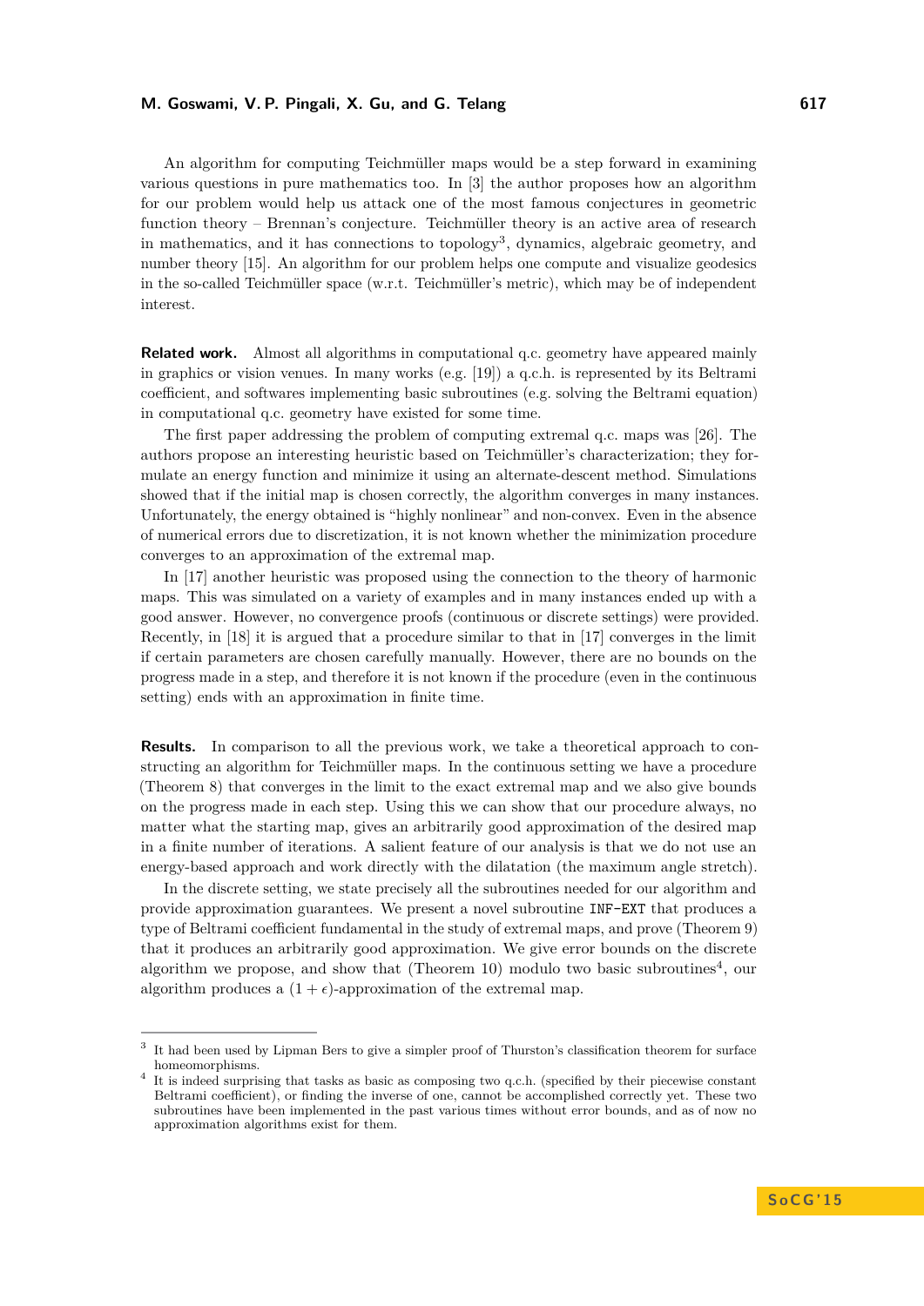An algorithm for computing Teichmüller maps would be a step forward in examining various questions in pure mathematics too. In [3] the author proposes how an algorithm for our problem would help us attack one of the most famous conjectures in geometric function theory – Brennan's conjecture. Teichmüller theory is an active area of research in mathematics, and it has connections to topology[3], dynamics, algebraic geometry, and number theory [15]. An algorithm for our problem helps one compute and visualize geodesics in the so-called Teichmüller space (w.r.t. Teichmüller's metric), which may be of independent interest.

**Related work.** Almost all algorithms in computational q.c. geometry have appeared mainly in graphics or vision venues. In many works (e.g. [19]) a q.c.h. is represented by its Beltrami coefficient, and softwares implementing basic subroutines (e.g. solving the Beltrami equation) in computational q.c. geometry have existed for some time.

The first paper addressing the problem of computing extremal q.c. maps was [26]. The authors propose an interesting heuristic based on Teichmüller's characterization; they formulate an energy function and minimize it using an alternate-descent method. Simulations showed that if the initial map is chosen correctly, the algorithm converges in many instances. Unfortunately, the energy obtained is "highly nonlinear" and non-convex. Even in the absence of numerical errors due to discretization, it is not known whether the minimization procedure converges to an approximation of the extremal map.

In [17] another heuristic was proposed using the connection to the theory of harmonic maps. This was simulated on a variety of examples and in many instances ended up with a good answer. However, no convergence proofs (continuous or discrete settings) were provided. Recently, in [18] it is argued that a procedure similar to that in [17] converges in the limit if certain parameters are chosen carefully manually. However, there are no bounds on the progress made in a step, and therefore it is not known if the procedure (even in the continuous setting) ends with an approximation in finite time.

**Results.** In comparison to all the previous work, we take a theoretical approach to constructing an algorithm for Teichmüller maps. In the continuous setting we have a procedure (Theorem 8) that converges in the limit to the exact extremal map and we also give bounds on the progress made in each step. Using this we can show that our procedure always, no matter what the starting map, gives an arbitrarily good approximation of the desired map in a finite number of iterations. A salient feature of our analysis is that we do not use an energy-based approach and work directly with the dilatation (the maximum angle stretch).

In the discrete setting, we state precisely all the subroutines needed for our algorithm and provide approximation guarantees. We present a novel subroutine `INF-EXT` that produces a type of Beltrami coefficient fundamental in the study of extremal maps, and prove (Theorem 9) that it produces an arbitrarily good approximation. We give error bounds on the discrete algorithm we propose, and show that (Theorem 10) modulo two basic subroutines[4], our algorithm produces a $(1 + \epsilon)$-approximation of the extremal map.

---

[3] It had been used by Lipman Bers to give a simpler proof of Thurston's classification theorem for surface homeomorphisms.

[4] It is indeed surprising that tasks as basic as composing two q.c.h. (specified by their piecewise constant Beltrami coefficient), or finding the inverse of one, cannot be accomplished correctly yet. These two subroutines have been implemented in the past various times without error bounds, and as of now no approximation algorithms exist for them.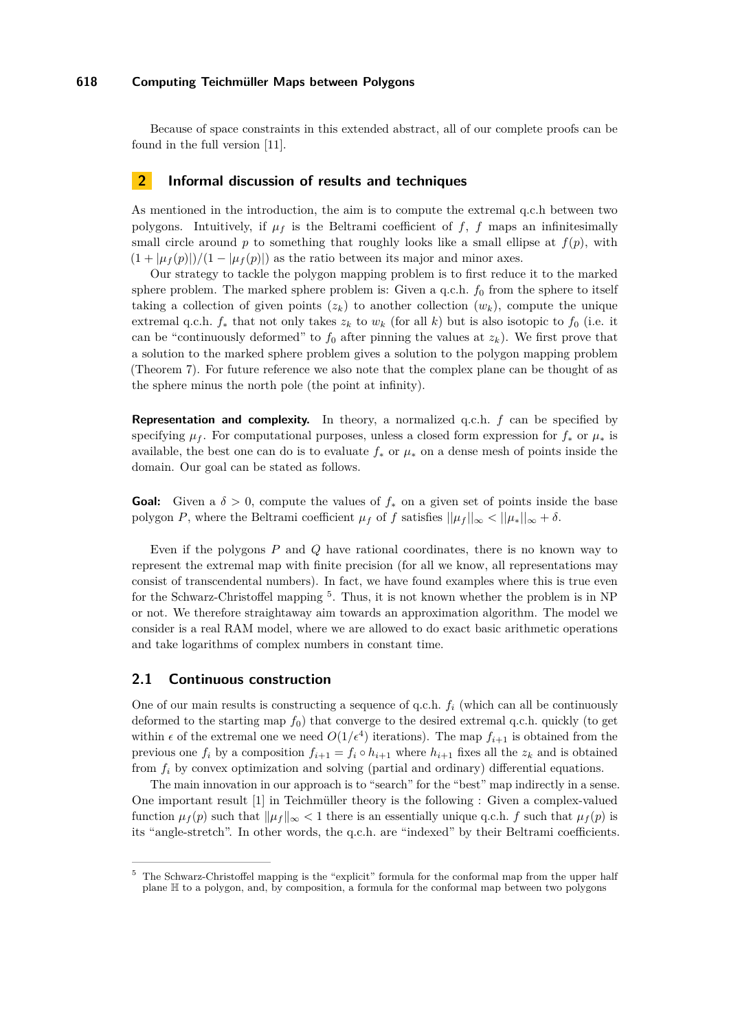Because of space constraints in this extended abstract, all of our complete proofs can be found in the full version [11].

## 2 Informal discussion of results and techniques

As mentioned in the introduction, the aim is to compute the extremal q.c.h between two polygons. Intuitively, if $\mu_f$ is the Beltrami coefficient of $f$, $f$ maps an infinitesimally small circle around $p$ to something that roughly looks like a small ellipse at $f(p)$, with $(1 + |\mu_f(p)|)/(1 - |\mu_f(p)|)$ as the ratio between its major and minor axes.

Our strategy to tackle the polygon mapping problem is to first reduce it to the marked sphere problem. The marked sphere problem is: Given a q.c.h. $f_0$ from the sphere to itself taking a collection of given points $(z_k)$ to another collection $(w_k)$, compute the unique extremal q.c.h. $f_*$ that not only takes $z_k$ to $w_k$ (for all $k$) but is also isotopic to $f_0$ (i.e. it can be "continuously deformed" to $f_0$ after pinning the values at $z_k$). We first prove that a solution to the marked sphere problem gives a solution to the polygon mapping problem (Theorem 7). For future reference we also note that the complex plane can be thought of as the sphere minus the north pole (the point at infinity).

**Representation and complexity.** In theory, a normalized q.c.h. $f$ can be specified by specifying $\mu_f$. For computational purposes, unless a closed form expression for $f_*$ or $\mu_*$ is available, the best one can do is to evaluate $f_*$ or $\mu_*$ on a dense mesh of points inside the domain. Our goal can be stated as follows.

**Goal:** Given a $\delta > 0$, compute the values of $f_*$ on a given set of points inside the base polygon $P$, where the Beltrami coefficient $\mu_f$ of $f$ satisfies $||\mu_f||_\infty < ||\mu_*||_\infty + \delta$.

Even if the polygons $P$ and $Q$ have rational coordinates, there is no known way to represent the extremal map with finite precision (for all we know, all representations may consist of transcendental numbers). In fact, we have found examples where this is true even for the Schwarz-Christoffel mapping [5]. Thus, it is not known whether the problem is in NP or not. We therefore straightaway aim towards an approximation algorithm. The model we consider is a real RAM model, where we are allowed to do exact basic arithmetic operations and take logarithms of complex numbers in constant time.

### 2.1 Continuous construction

One of our main results is constructing a sequence of q.c.h. $f_i$ (which can all be continuously deformed to the starting map $f_0$) that converge to the desired extremal q.c.h. quickly (to get within $\epsilon$ of the extremal one we need $O(1/\epsilon^4)$ iterations). The map $f_{i+1}$ is obtained from the previous one $f_i$ by a composition $f_{i+1} = f_i \circ h_{i+1}$ where $h_{i+1}$ fixes all the $z_k$ and is obtained from $f_i$ by convex optimization and solving (partial and ordinary) differential equations.

The main innovation in our approach is to "search" for the "best" map indirectly in a sense. One important result [1] in Teichmüller theory is the following : Given a complex-valued function $\mu_f(p)$ such that $\|\mu_f\|_\infty < 1$ there is an essentially unique q.c.h. $f$ such that $\mu_f(p)$ is its "angle-stretch". In other words, the q.c.h. are "indexed" by their Beltrami coefficients.

[5] The Schwarz-Christoffel mapping is the "explicit" formula for the conformal map from the upper half plane $\mathbb{H}$ to a polygon, and, by composition, a formula for the conformal map between two polygons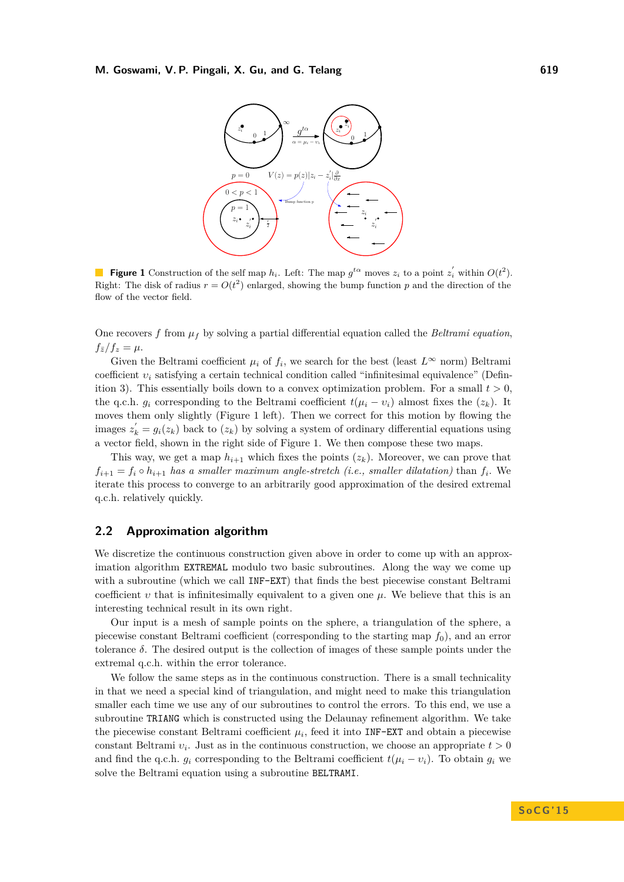**Figure 1** Construction of the self map $h_i$. Left: The map $g^{t\alpha}$ moves $z_i$ to a point $z_i'$ within $O(t^2)$. Right: The disk of radius $r = O(t^2)$ enlarged, showing the bump function $p$ and the direction of the flow of the vector field.

One recovers $f$ from $\mu_f$ by solving a partial differential equation called the *Beltrami equation*, $f_{\bar{z}}/f_z = \mu$.

Given the Beltrami coefficient $\mu_i$ of $f_i$, we search for the best (least $L^\infty$ norm) Beltrami coefficient $\upsilon_i$ satisfying a certain technical condition called "infinitesimal equivalence" (Definition 3). This essentially boils down to a convex optimization problem. For a small $t > 0$, the q.c.h. $g_i$ corresponding to the Beltrami coefficient $t(\mu_i - \upsilon_i)$ almost fixes the $(z_k)$. It moves them only slightly (Figure 1 left). Then we correct for this motion by flowing the images $z_k' = g_i(z_k)$ back to $(z_k)$ by solving a system of ordinary differential equations using a vector field, shown in the right side of Figure 1. We then compose these two maps.

This way, we get a map $h_{i+1}$ which fixes the points $(z_k)$. Moreover, we can prove that $f_{i+1} = f_i \circ h_{i+1}$ *has a smaller maximum angle-stretch (i.e., smaller dilatation)* than $f_i$. We iterate this process to converge to an arbitrarily good approximation of the desired extremal q.c.h. relatively quickly.

## 2.2 Approximation algorithm

We discretize the continuous construction given above in order to come up with an approximation algorithm `EXTREMAL` modulo two basic subroutines. Along the way we come up with a subroutine (which we call `INF-EXT`) that finds the best piecewise constant Beltrami coefficient $\upsilon$ that is infinitesimally equivalent to a given one $\mu$. We believe that this is an interesting technical result in its own right.

Our input is a mesh of sample points on the sphere, a triangulation of the sphere, a piecewise constant Beltrami coefficient (corresponding to the starting map $f_0$), and an error tolerance $\delta$. The desired output is the collection of images of these sample points under the extremal q.c.h. within the error tolerance.

We follow the same steps as in the continuous construction. There is a small technicality in that we need a special kind of triangulation, and might need to make this triangulation smaller each time we use any of our subroutines to control the errors. To this end, we use a subroutine `TRIANG` which is constructed using the Delaunay refinement algorithm. We take the piecewise constant Beltrami coefficient $\mu_i$, feed it into `INF-EXT` and obtain a piecewise constant Beltrami $\upsilon_i$. Just as in the continuous construction, we choose an appropriate $t > 0$ and find the q.c.h. $g_i$ corresponding to the Beltrami coefficient $t(\mu_i - \upsilon_i)$. To obtain $g_i$ we solve the Beltrami equation using a subroutine `BELTRAMI`.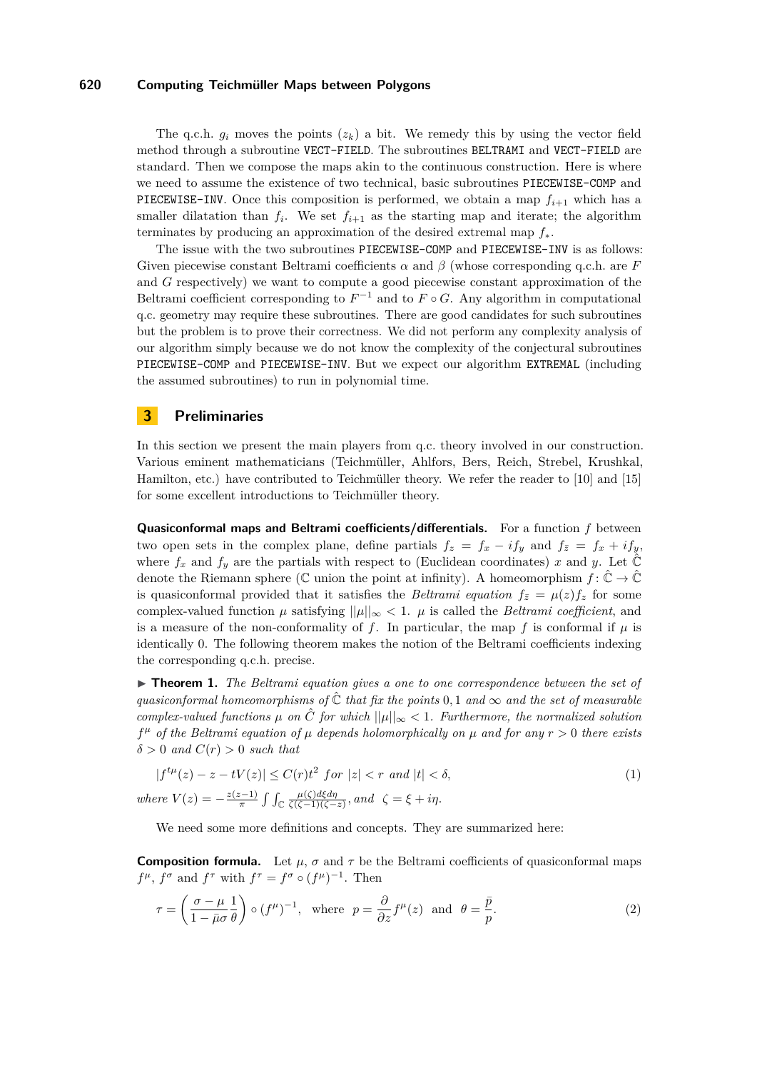The q.c.h. $g_i$ moves the points $(z_k)$ a bit. We remedy this by using the vector field method through a subroutine `VECT-FIELD`. The subroutines `BELTRAMI` and `VECT-FIELD` are standard. Then we compose the maps akin to the continuous construction. Here is where we need to assume the existence of two technical, basic subroutines `PIECEWISE-COMP` and `PIECEWISE-INV`. Once this composition is performed, we obtain a map $f_{i+1}$ which has a smaller dilatation than $f_i$. We set $f_{i+1}$ as the starting map and iterate; the algorithm terminates by producing an approximation of the desired extremal map $f_*$.

The issue with the two subroutines `PIECEWISE-COMP` and `PIECEWISE-INV` is as follows: Given piecewise constant Beltrami coefficients $\alpha$ and $\beta$ (whose corresponding q.c.h. are $F$ and $G$ respectively) we want to compute a good piecewise constant approximation of the Beltrami coefficient corresponding to $F^{-1}$ and to $F \circ G$. Any algorithm in computational q.c. geometry may require these subroutines. There are good candidates for such subroutines but the problem is to prove their correctness. We did not perform any complexity analysis of our algorithm simply because we do not know the complexity of the conjectural subroutines `PIECEWISE-COMP` and `PIECEWISE-INV`. But we expect our algorithm `EXTREMAL` (including the assumed subroutines) to run in polynomial time.

## 3 Preliminaries

In this section we present the main players from q.c. theory involved in our construction. Various eminent mathematicians (Teichmüller, Ahlfors, Bers, Reich, Strebel, Krushkal, Hamilton, etc.) have contributed to Teichmüller theory. We refer the reader to [10] and [15] for some excellent introductions to Teichmüller theory.

**Quasiconformal maps and Beltrami coefficients/differentials.** For a function $f$ between two open sets in the complex plane, define partials $f_z = f_x - if_y$ and $f_{\bar{z}} = f_x + if_y$, where $f_x$ and $f_y$ are the partials with respect to (Euclidean coordinates) $x$ and $y$. Let $\hat{\mathbb{C}}$ denote the Riemann sphere ($\mathbb{C}$ union the point at infinity). A homeomorphism $f \colon \hat{\mathbb{C}} \to \hat{\mathbb{C}}$ is quasiconformal provided that it satisfies the *Beltrami equation* $f_{\bar{z}} = \mu(z) f_z$ for some complex-valued function $\mu$ satisfying $||\mu||_\infty < 1$. $\mu$ is called the *Beltrami coefficient*, and is a measure of the non-conformality of $f$. In particular, the map $f$ is conformal if $\mu$ is identically 0. The following theorem makes the notion of the Beltrami coefficients indexing the corresponding q.c.h. precise.

▶ **Theorem 1.** *The Beltrami equation gives a one to one correspondence between the set of quasiconformal homeomorphisms of $\hat{\mathbb{C}}$ that fix the points $0, 1$ and $\infty$ and the set of measurable complex-valued functions $\mu$ on $\hat{C}$ for which $||\mu||_\infty < 1$. Furthermore, the normalized solution $f^\mu$ of the Beltrami equation of $\mu$ depends holomorphically on $\mu$ and for any $r > 0$ there exists $\delta > 0$ and $C(r) > 0$ such that*

$$|f^{t\mu}(z) - z - tV(z)| \leq C(r)t^2 \text{ for } |z| < r \text{ and } |t| < \delta, \tag{1}$$

*where $V(z) = -\frac{z(z-1)}{\pi} \int\int_{\mathbb{C}} \frac{\mu(\zeta) d\xi d\eta}{\zeta(\zeta-1)(\zeta-z)}$, and $\zeta = \xi + i\eta$.*

We need some more definitions and concepts. They are summarized here:

**Composition formula.** Let $\mu$, $\sigma$ and $\tau$ be the Beltrami coefficients of quasiconformal maps $f^\mu$, $f^\sigma$ and $f^\tau$ with $f^\tau = f^\sigma \circ (f^\mu)^{-1}$. Then

$$\tau = \left( \frac{\sigma - \mu}{1 - \bar{\mu}\sigma} \frac{1}{\theta} \right) \circ (f^\mu)^{-1}, \quad \text{where} \quad p = \frac{\partial}{\partial z} f^\mu(z) \quad \text{and} \quad \theta = \frac{\bar{p}}{p}. \tag{2}$$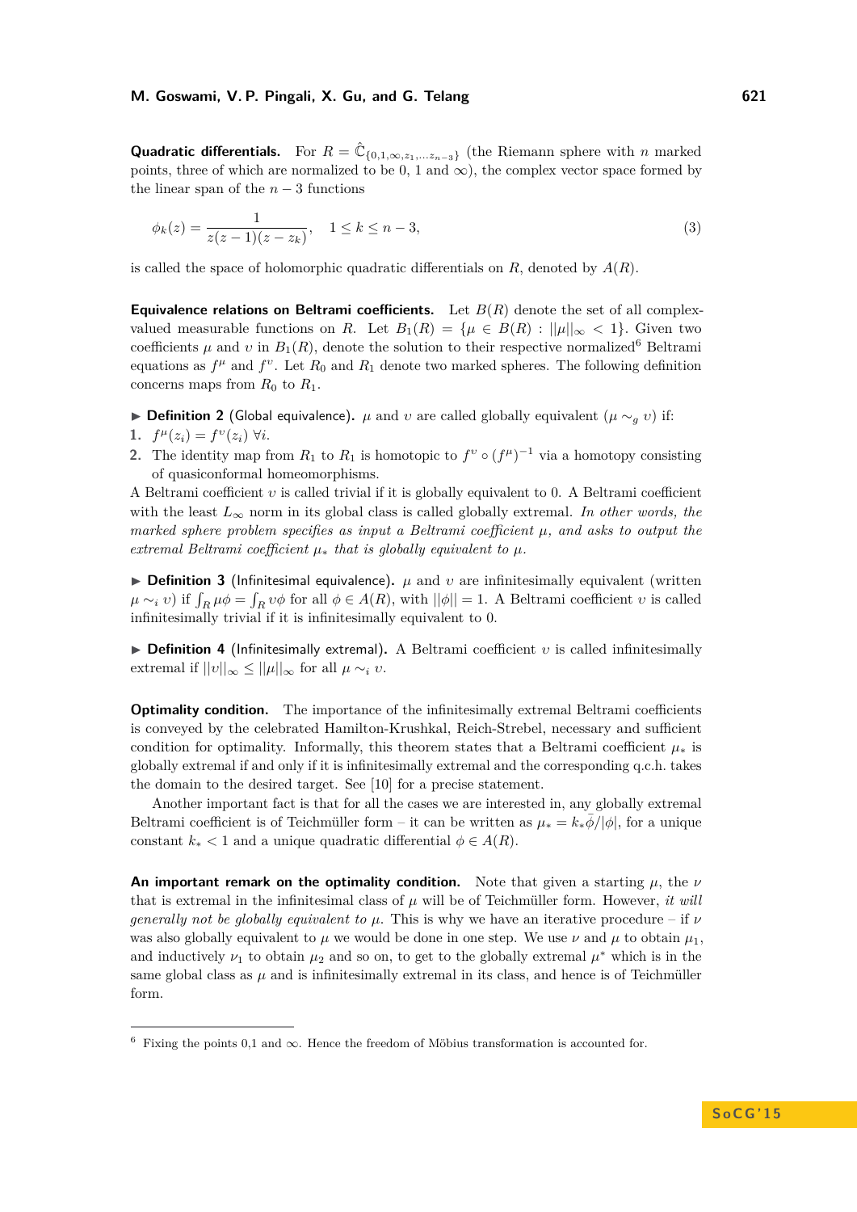**Quadratic differentials.** For $R = \hat{\mathbb{C}}_{\{0,1,\infty,z_1,\ldots z_{n-3}\}}$ (the Riemann sphere with $n$ marked points, three of which are normalized to be 0, 1 and $\infty$), the complex vector space formed by the linear span of the $n-3$ functions

$$\phi_k(z) = \frac{1}{z(z-1)(z-z_k)}, \quad 1 \leq k \leq n-3, \tag{3}$$

is called the space of holomorphic quadratic differentials on $R$, denoted by $A(R)$.

**Equivalence relations on Beltrami coefficients.** Let $B(R)$ denote the set of all complex-valued measurable functions on $R$. Let $B_1(R) = \{\mu \in B(R) : ||\mu||_\infty < 1\}$. Given two coefficients $\mu$ and $\upsilon$ in $B_1(R)$, denote the solution to their respective normalized[6] Beltrami equations as $f^\mu$ and $f^\upsilon$. Let $R_0$ and $R_1$ denote two marked spheres. The following definition concerns maps from $R_0$ to $R_1$.

▶ **Definition 2** (Global equivalence). $\mu$ and $\upsilon$ are called globally equivalent ($\mu \sim_g \upsilon$) if:

1. $f^\mu(z_i) = f^\upsilon(z_i)$ $\forall i$.
2. The identity map from $R_1$ to $R_1$ is homotopic to $f^\upsilon \circ (f^\mu)^{-1}$ via a homotopy consisting of quasiconformal homeomorphisms.

A Beltrami coefficient $\upsilon$ is called trivial if it is globally equivalent to 0. A Beltrami coefficient with the least $L_\infty$ norm in its global class is called globally extremal. *In other words, the marked sphere problem specifies as input a Beltrami coefficient $\mu$, and asks to output the extremal Beltrami coefficient $\mu_*$ that is globally equivalent to $\mu$.*

▶ **Definition 3** (Infinitesimal equivalence). $\mu$ and $\upsilon$ are infinitesimally equivalent (written $\mu \sim_i \upsilon$) if $\int_R \mu\phi = \int_R \upsilon\phi$ for all $\phi \in A(R)$, with $||\phi|| = 1$. A Beltrami coefficient $\upsilon$ is called infinitesimally trivial if it is infinitesimally equivalent to 0.

▶ **Definition 4** (Infinitesimally extremal). A Beltrami coefficient $\upsilon$ is called infinitesimally extremal if $||\upsilon||_\infty \leq ||\mu||_\infty$ for all $\mu \sim_i \upsilon$.

**Optimality condition.** The importance of the infinitesimally extremal Beltrami coefficients is conveyed by the celebrated Hamilton-Krushkal, Reich-Strebel, necessary and sufficient condition for optimality. Informally, this theorem states that a Beltrami coefficient $\mu_*$ is globally extremal if and only if it is infinitesimally extremal and the corresponding q.c.h. takes the domain to the desired target. See [10] for a precise statement.

Another important fact is that for all the cases we are interested in, any globally extremal Beltrami coefficient is of Teichmüller form – it can be written as $\mu_* = k_*\bar{\phi}/|\phi|$, for a unique constant $k_* < 1$ and a unique quadratic differential $\phi \in A(R)$.

**An important remark on the optimality condition.** Note that given a starting $\mu$, the $\nu$ that is extremal in the infinitesimal class of $\mu$ will be of Teichmüller form. However, *it will generally not be globally equivalent to $\mu$.* This is why we have an iterative procedure – if $\nu$ was also globally equivalent to $\mu$ we would be done in one step. We use $\nu$ and $\mu$ to obtain $\mu_1$, and inductively $\nu_1$ to obtain $\mu_2$ and so on, to get to the globally extremal $\mu^*$ which is in the same global class as $\mu$ and is infinitesimally extremal in its class, and hence is of Teichmüller form.

---

[6] Fixing the points 0,1 and $\infty$. Hence the freedom of Möbius transformation is accounted for.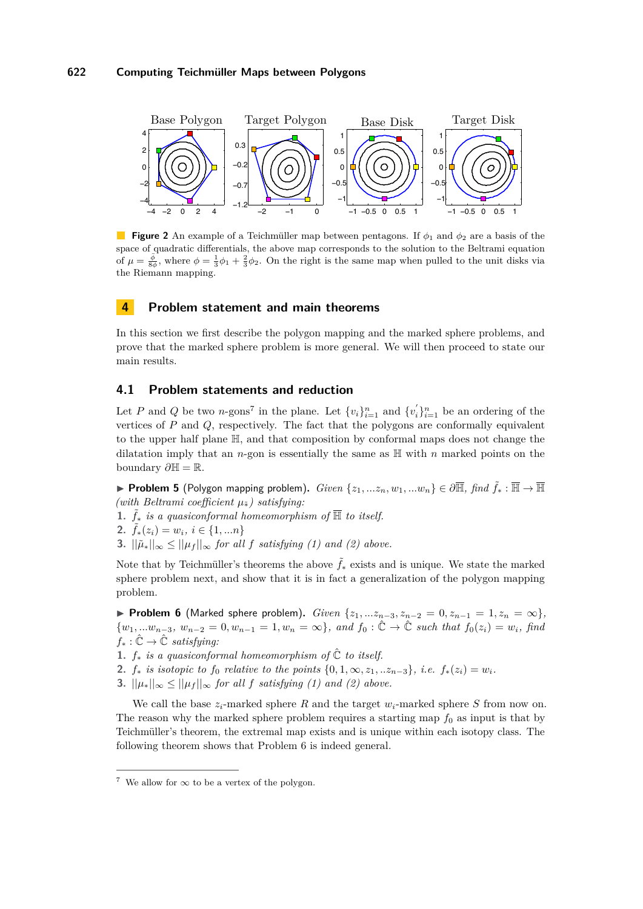**Figure 2** An example of a Teichmüller map between pentagons. If $\phi_1$ and $\phi_2$ are a basis of the space of quadratic differentials, the above map corresponds to the solution to the Beltrami equation of $\mu = \frac{\bar{\phi}}{8\phi}$, where $\phi = \frac{1}{3}\phi_1 + \frac{2}{3}\phi_2$. On the right is the same map when pulled to the unit disks via the Riemann mapping.

## 4 Problem statement and main theorems

In this section we first describe the polygon mapping and the marked sphere problems, and prove that the marked sphere problem is more general. We will then proceed to state our main results.

### 4.1 Problem statements and reduction

Let $P$ and $Q$ be two $n$-gons[7] in the plane. Let $\{v_i\}_{i=1}^n$ and $\{v_i'\}_{i=1}^n$ be an ordering of the vertices of $P$ and $Q$, respectively. The fact that the polygons are conformally equivalent to the upper half plane $\mathbb{H}$, and that composition by conformal maps does not change the dilatation imply that an $n$-gon is essentially the same as $\mathbb{H}$ with $n$ marked points on the boundary $\partial\mathbb{H} = \mathbb{R}$.

▶ **Problem 5** (Polygon mapping problem). *Given $\{z_1, ...z_n, w_1, ...w_n\} \in \partial\overline{\mathbb{H}}$, find $\tilde{f}_* : \overline{\mathbb{H}} \to \overline{\mathbb{H}}$ (with Beltrami coefficient $\mu_{\tilde{*}}$) satisfying:*

1. *$\tilde{f}_*$ is a quasiconformal homeomorphism of $\overline{\mathbb{H}}$ to itself.*
2. *$\tilde{f}_*(z_i) = w_i$, $i \in \{1, ...n\}$*
3. *$||\tilde{\mu}_*||_\infty \leq ||\mu_f||_\infty$ for all $f$ satisfying (1) and (2) above.*

Note that by Teichmüller's theorems the above $\tilde{f}_*$ exists and is unique. We state the marked sphere problem next, and show that it is in fact a generalization of the polygon mapping problem.

▶ **Problem 6** (Marked sphere problem). *Given $\{z_1, ...z_{n-3}, z_{n-2} = 0, z_{n-1} = 1, z_n = \infty\}$, $\{w_1, ...w_{n-3},\ w_{n-2} = 0, w_{n-1} = 1, w_n = \infty\}$, and $f_0 : \hat{\mathbb{C}} \to \hat{\mathbb{C}}$ such that $f_0(z_i) = w_i$, find $f_* : \hat{\mathbb{C}} \to \hat{\mathbb{C}}$ satisfying:*

1. *$f_*$ is a quasiconformal homeomorphism of $\hat{\mathbb{C}}$ to itself.*
2. *$f_*$ is isotopic to $f_0$ relative to the points $\{0, 1, \infty, z_1, ..z_{n-3}\}$, i.e. $f_*(z_i) = w_i$.*
3. *$||\mu_*||_\infty \leq ||\mu_f||_\infty$ for all $f$ satisfying (1) and (2) above.*

We call the base $z_i$-marked sphere $R$ and the target $w_i$-marked sphere $S$ from now on. The reason why the marked sphere problem requires a starting map $f_0$ as input is that by Teichmüller's theorem, the extremal map exists and is unique within each isotopy class. The following theorem shows that Problem 6 is indeed general.

[7] We allow for $\infty$ to be a vertex of the polygon.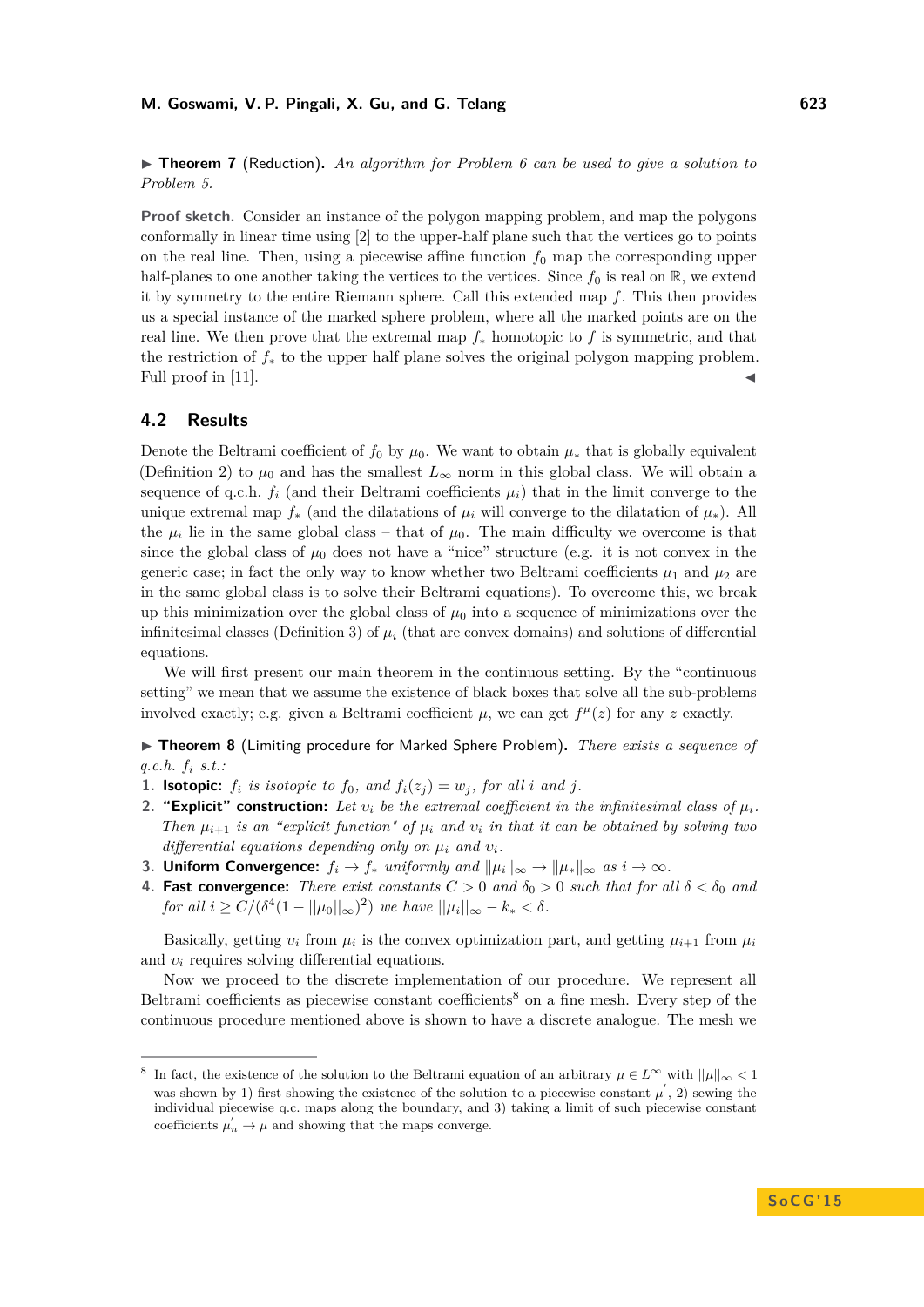▶ **Theorem 7** (Reduction). *An algorithm for Problem 6 can be used to give a solution to Problem 5.*

**Proof sketch.** Consider an instance of the polygon mapping problem, and map the polygons conformally in linear time using [2] to the upper-half plane such that the vertices go to points on the real line. Then, using a piecewise affine function $f_0$ map the corresponding upper half-planes to one another taking the vertices to the vertices. Since $f_0$ is real on $\mathbb{R}$, we extend it by symmetry to the entire Riemann sphere. Call this extended map $f$. This then provides us a special instance of the marked sphere problem, where all the marked points are on the real line. We then prove that the extremal map $f_*$ homotopic to $f$ is symmetric, and that the restriction of $f_*$ to the upper half plane solves the original polygon mapping problem. Full proof in [11]. ◀

## 4.2 Results

Denote the Beltrami coefficient of $f_0$ by $\mu_0$. We want to obtain $\mu_*$ that is globally equivalent (Definition 2) to $\mu_0$ and has the smallest $L_\infty$ norm in this global class. We will obtain a sequence of q.c.h. $f_i$ (and their Beltrami coefficients $\mu_i$) that in the limit converge to the unique extremal map $f_*$ (and the dilatations of $\mu_i$ will converge to the dilatation of $\mu_*$). All the $\mu_i$ lie in the same global class – that of $\mu_0$. The main difficulty we overcome is that since the global class of $\mu_0$ does not have a "nice" structure (e.g. it is not convex in the generic case; in fact the only way to know whether two Beltrami coefficients $\mu_1$ and $\mu_2$ are in the same global class is to solve their Beltrami equations). To overcome this, we break up this minimization over the global class of $\mu_0$ into a sequence of minimizations over the infinitesimal classes (Definition 3) of $\mu_i$ (that are convex domains) and solutions of differential equations.

We will first present our main theorem in the continuous setting. By the "continuous setting" we mean that we assume the existence of black boxes that solve all the sub-problems involved exactly; e.g. given a Beltrami coefficient $\mu$, we can get $f^\mu(z)$ for any $z$ exactly.

▶ **Theorem 8** (Limiting procedure for Marked Sphere Problem). *There exists a sequence of q.c.h. $f_i$ s.t.:*

1. **Isotopic:** *$f_i$ is isotopic to $f_0$, and $f_i(z_j) = w_j$, for all $i$ and $j$.*
2. **"Explicit" construction:** *Let $\upsilon_i$ be the extremal coefficient in the infinitesimal class of $\mu_i$. Then $\mu_{i+1}$ is an "explicit function" of $\mu_i$ and $\upsilon_i$ in that it can be obtained by solving two differential equations depending only on $\mu_i$ and $\upsilon_i$.*
3. **Uniform Convergence:** *$f_i \to f_*$ uniformly and $\|\mu_i\|_\infty \to \|\mu_*\|_\infty$ as $i \to \infty$.*
4. **Fast convergence:** *There exist constants $C > 0$ and $\delta_0 > 0$ such that for all $\delta < \delta_0$ and for all $i \geq C/(\delta^4(1 - ||\mu_0||_\infty)^2)$ we have $||\mu_i||_\infty - k_* < \delta$.*

Basically, getting $\upsilon_i$ from $\mu_i$ is the convex optimization part, and getting $\mu_{i+1}$ from $\mu_i$ and $\upsilon_i$ requires solving differential equations.

Now we proceed to the discrete implementation of our procedure. We represent all Beltrami coefficients as piecewise constant coefficients[8] on a fine mesh. Every step of the continuous procedure mentioned above is shown to have a discrete analogue. The mesh we

[8] In fact, the existence of the solution to the Beltrami equation of an arbitrary $\mu \in L^\infty$ with $||\mu||_\infty < 1$ was shown by 1) first showing the existence of the solution to a piecewise constant $\mu'$, 2) sewing the individual piecewise q.c. maps along the boundary, and 3) taking a limit of such piecewise constant coefficients $\mu'_n \to \mu$ and showing that the maps converge.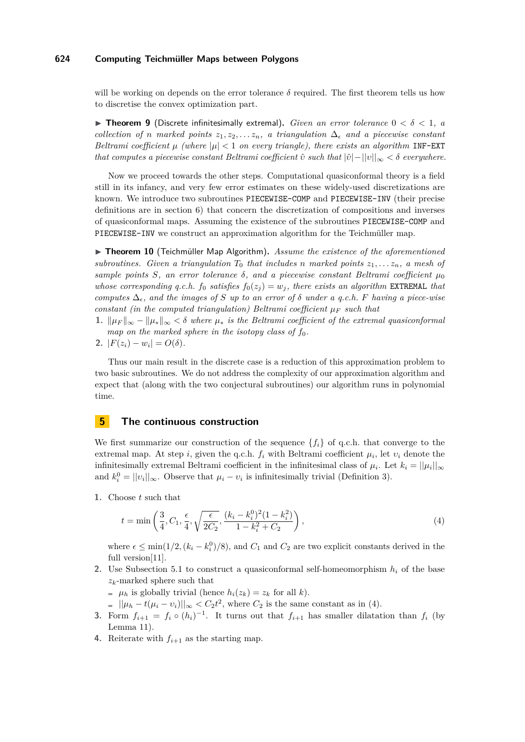will be working on depends on the error tolerance $\delta$ required. The first theorem tells us how to discretise the convex optimization part.

▶ **Theorem 9** (Discrete infinitesimally extremal). *Given an error tolerance $0 < \delta < 1$, a collection of $n$ marked points $z_1, z_2, \ldots z_n$, a triangulation $\Delta_\epsilon$ and a piecewise constant Beltrami coefficient $\mu$ (where $|\mu| < 1$ on every triangle), there exists an algorithm* `INF-EXT` *that computes a piecewise constant Beltrami coefficient $\hat{\upsilon}$ such that $|\hat{\upsilon}| - ||\upsilon||_\infty < \delta$ everywhere.*

Now we proceed towards the other steps. Computational quasiconformal theory is a field still in its infancy, and very few error estimates on these widely-used discretizations are known. We introduce two subroutines `PIECEWISE-COMP` and `PIECEWISE-INV` (their precise definitions are in section 6) that concern the discretization of compositions and inverses of quasiconformal maps. Assuming the existence of the subroutines `PIECEWISE-COMP` and `PIECEWISE-INV` we construct an approximation algorithm for the Teichmüller map.

▶ **Theorem 10** (Teichmüller Map Algorithm). *Assume the existence of the aforementioned subroutines. Given a triangulation $T_0$ that includes $n$ marked points $z_1, \ldots z_n$, a mesh of sample points $S$, an error tolerance $\delta$, and a piecewise constant Beltrami coefficient $\mu_0$ whose corresponding q.c.h. $f_0$ satisfies $f_0(z_j) = w_j$, there exists an algorithm* `EXTREMAL` *that computes $\Delta_\epsilon$, and the images of $S$ up to an error of $\delta$ under a q.c.h. $F$ having a piece-wise constant (in the computed triangulation) Beltrami coefficient $\mu_F$ such that*

1. *$\|\mu_F\|_\infty - \|\mu_*\|_\infty < \delta$ where $\mu_*$ is the Beltrami coefficient of the extremal quasiconformal map on the marked sphere in the isotopy class of $f_0$.*
2. *$|F(z_i) - w_i| = O(\delta)$.*

Thus our main result in the discrete case is a reduction of this approximation problem to two basic subroutines. We do not address the complexity of our approximation algorithm and expect that (along with the two conjectural subroutines) our algorithm runs in polynomial time.

## 5 The continuous construction

We first summarize our construction of the sequence $\{f_i\}$ of q.c.h. that converge to the extremal map. At step $i$, given the q.c.h. $f_i$ with Beltrami coefficient $\mu_i$, let $\upsilon_i$ denote the infinitesimally extremal Beltrami coefficient in the infinitesimal class of $\mu_i$. Let $k_i = ||\mu_i||_\infty$ and $k_i^0 = ||\upsilon_i||_\infty$. Observe that $\mu_i - \upsilon_i$ is infinitesimally trivial (Definition 3).

1. Choose $t$ such that

$$t = \min\left(\frac{3}{4}, C_1, \frac{\epsilon}{4}, \sqrt{\frac{\epsilon}{2C_2}}, \frac{(k_i - k_i^0)^2(1 - k_i^2)}{1 - k_i^2 + C_2}\right), \tag{4}$$

   where $\epsilon \leq \min(1/2, (k_i - k_i^0)/8)$, and $C_1$ and $C_2$ are two explicit constants derived in the full version[11].
2. Use Subsection 5.1 to construct a quasiconformal self-homeomorphism $h_i$ of the base $z_k$-marked sphere such that
   - $\mu_h$ is globally trivial (hence $h_i(z_k) = z_k$ for all $k$).
   - $||\mu_h - t(\mu_i - \upsilon_i)||_\infty < C_2 t^2$, where $C_2$ is the same constant as in (4).
3. Form $f_{i+1} = f_i \circ (h_i)^{-1}$. It turns out that $f_{i+1}$ has smaller dilatation than $f_i$ (by Lemma 11).
4. Reiterate with $f_{i+1}$ as the starting map.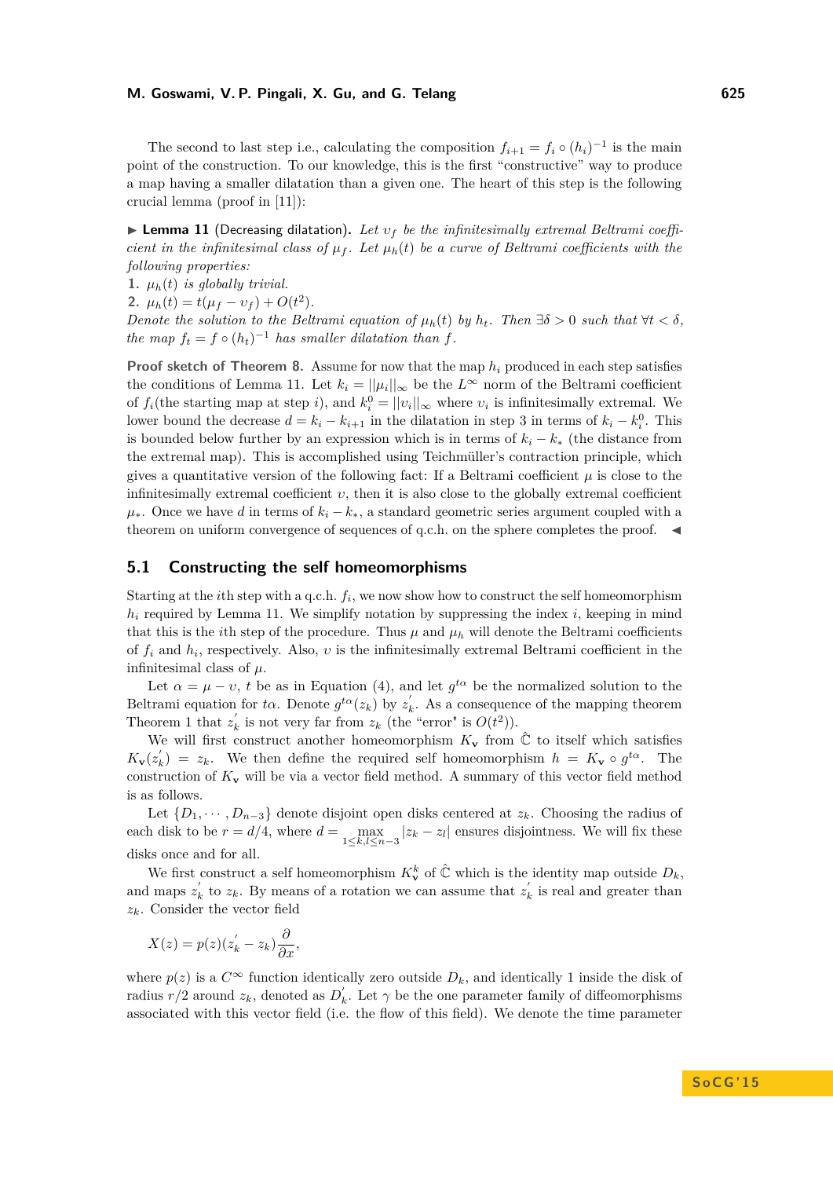The second to last step i.e., calculating the composition $f_{i+1} = f_i \circ (h_i)^{-1}$ is the main point of the construction. To our knowledge, this is the first "constructive" way to produce a map having a smaller dilatation than a given one. The heart of this step is the following crucial lemma (proof in [11]):

▶ **Lemma 11** (Decreasing dilatation). *Let $\upsilon_f$ be the infinitesimally extremal Beltrami coefficient in the infinitesimal class of $\mu_f$. Let $\mu_h(t)$ be a curve of Beltrami coefficients with the following properties:*

1. *$\mu_h(t)$ is globally trivial.*
2. *$\mu_h(t) = t(\mu_f - \upsilon_f) + O(t^2)$.*

*Denote the solution to the Beltrami equation of $\mu_h(t)$ by $h_t$. Then $\exists \delta > 0$ such that $\forall t < \delta$, the map $f_t = f \circ (h_t)^{-1}$ has smaller dilatation than $f$.*

**Proof sketch of Theorem 8.** Assume for now that the map $h_i$ produced in each step satisfies the conditions of Lemma 11. Let $k_i = ||\mu_i||_\infty$ be the $L^\infty$ norm of the Beltrami coefficient of $f_i$(the starting map at step $i$), and $k_i^0 = ||\upsilon_i||_\infty$ where $\upsilon_i$ is infinitesimally extremal. We lower bound the decrease $d = k_i - k_{i+1}$ in the dilatation in step 3 in terms of $k_i - k_i^0$. This is bounded below further by an expression which is in terms of $k_i - k_*$ (the distance from the extremal map). This is accomplished using Teichmüller's contraction principle, which gives a quantitative version of the following fact: If a Beltrami coefficient $\mu$ is close to the infinitesimally extremal coefficient $\upsilon$, then it is also close to the globally extremal coefficient $\mu_*$. Once we have $d$ in terms of $k_i - k_*$, a standard geometric series argument coupled with a theorem on uniform convergence of sequences of q.c.h. on the sphere completes the proof. ◀

## 5.1 Constructing the self homeomorphisms

Starting at the $i$th step with a q.c.h. $f_i$, we now show how to construct the self homeomorphism $h_i$ required by Lemma 11. We simplify notation by suppressing the index $i$, keeping in mind that this is the $i$th step of the procedure. Thus $\mu$ and $\mu_h$ will denote the Beltrami coefficients of $f_i$ and $h_i$, respectively. Also, $\upsilon$ is the infinitesimally extremal Beltrami coefficient in the infinitesimal class of $\mu$.

Let $\alpha = \mu - \upsilon$, $t$ be as in Equation (4), and let $g^{t\alpha}$ be the normalized solution to the Beltrami equation for $t\alpha$. Denote $g^{t\alpha}(z_k)$ by $z_k^{'}$. As a consequence of the mapping theorem Theorem 1 that $z_k^{'}$ is not very far from $z_k$ (the "error" is $O(t^2)$).

We will first construct another homeomorphism $K_{\mathbf{v}}$ from $\hat{\mathbb{C}}$ to itself which satisfies $K_{\mathbf{v}}(z_k^{'}) = z_k$. We then define the required self homeomorphism $h = K_{\mathbf{v}} \circ g^{t\alpha}$. The construction of $K_{\mathbf{v}}$ will be via a vector field method. A summary of this vector field method is as follows.

Let $\{D_1, \cdots, D_{n-3}\}$ denote disjoint open disks centered at $z_k$. Choosing the radius of each disk to be $r = d/4$, where $d = \max_{1 \le k,l \le n-3} |z_k - z_l|$ ensures disjointness. We will fix these disks once and for all.

We first construct a self homeomorphism $K_{\mathbf{v}}^k$ of $\hat{\mathbb{C}}$ which is the identity map outside $D_k$, and maps $z_k^{'}$ to $z_k$. By means of a rotation we can assume that $z_k^{'}$ is real and greater than $z_k$. Consider the vector field

$$X(z) = p(z)(z_k^{'} - z_k)\frac{\partial}{\partial x},$$

where $p(z)$ is a $C^\infty$ function identically zero outside $D_k$, and identically 1 inside the disk of radius $r/2$ around $z_k$, denoted as $D_k^{'}$. Let $\gamma$ be the one parameter family of diffeomorphisms associated with this vector field (i.e. the flow of this field). We denote the time parameter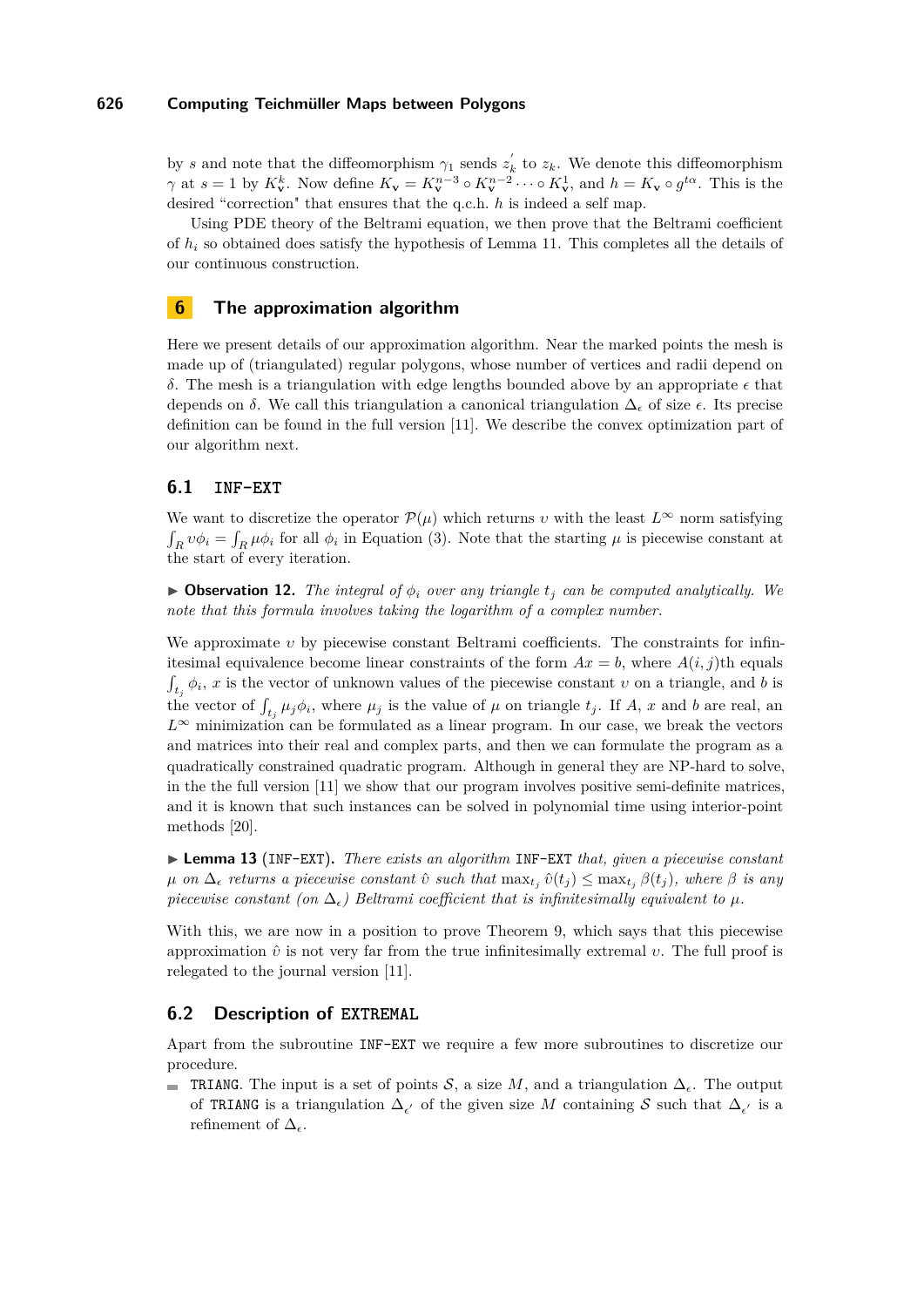by $s$ and note that the diffeomorphism $\gamma_1$ sends $z_k^{'}$ to $z_k$. We denote this diffeomorphism $\gamma$ at $s = 1$ by $K_{\mathbf{v}}^k$. Now define $K_{\mathbf{v}} = K_{\mathbf{v}}^{n-3} \circ K_{\mathbf{v}}^{n-2} \cdots \circ K_{\mathbf{v}}^1$, and $h = K_{\mathbf{v}} \circ g^{t\alpha}$. This is the desired "correction" that ensures that the q.c.h. $h$ is indeed a self map.

Using PDE theory of the Beltrami equation, we then prove that the Beltrami coefficient of $h_i$ so obtained does satisfy the hypothesis of Lemma 11. This completes all the details of our continuous construction.

## 6 The approximation algorithm

Here we present details of our approximation algorithm. Near the marked points the mesh is made up of (triangulated) regular polygons, whose number of vertices and radii depend on $\delta$. The mesh is a triangulation with edge lengths bounded above by an appropriate $\epsilon$ that depends on $\delta$. We call this triangulation a canonical triangulation $\Delta_\epsilon$ of size $\epsilon$. Its precise definition can be found in the full version [11]. We describe the convex optimization part of our algorithm next.

### 6.1 `INF-EXT`

We want to discretize the operator $\mathcal{P}(\mu)$ which returns $\upsilon$ with the least $L^\infty$ norm satisfying $\int_R \upsilon\phi_i = \int_R \mu\phi_i$ for all $\phi_i$ in Equation (3). Note that the starting $\mu$ is piecewise constant at the start of every iteration.

▶ **Observation 12.** *The integral of $\phi_i$ over any triangle $t_j$ can be computed analytically. We note that this formula involves taking the logarithm of a complex number.*

We approximate $\upsilon$ by piecewise constant Beltrami coefficients. The constraints for infinitesimal equivalence become linear constraints of the form $Ax = b$, where $A(i, j)$th equals $\int_{t_j} \phi_i$, $x$ is the vector of unknown values of the piecewise constant $\upsilon$ on a triangle, and $b$ is the vector of $\int_{t_j} \mu_j\phi_i$, where $\mu_j$ is the value of $\mu$ on triangle $t_j$. If $A$, $x$ and $b$ are real, an $L^\infty$ minimization can be formulated as a linear program. In our case, we break the vectors and matrices into their real and complex parts, and then we can formulate the program as a quadratically constrained quadratic program. Although in general they are NP-hard to solve, in the the full version [11] we show that our program involves positive semi-definite matrices, and it is known that such instances can be solved in polynomial time using interior-point methods [20].

▶ **Lemma 13** (`INF-EXT`). *There exists an algorithm `INF-EXT` that, given a piecewise constant $\mu$ on $\Delta_\epsilon$ returns a piecewise constant $\hat{\upsilon}$ such that $\max_{t_j} \hat{\upsilon}(t_j) \leq \max_{t_j} \beta(t_j)$, where $\beta$ is any piecewise constant (on $\Delta_\epsilon$) Beltrami coefficient that is infinitesimally equivalent to $\mu$.*

With this, we are now in a position to prove Theorem 9, which says that this piecewise approximation $\hat{\upsilon}$ is not very far from the true infinitesimally extremal $\upsilon$. The full proof is relegated to the journal version [11].

### 6.2 Description of `EXTREMAL`

Apart from the subroutine `INF-EXT` we require a few more subroutines to discretize our procedure.

- `TRIANG`. The input is a set of points $\mathcal{S}$, a size $M$, and a triangulation $\Delta_\epsilon$. The output of `TRIANG` is a triangulation $\Delta_{\epsilon'}$ of the given size $M$ containing $\mathcal{S}$ such that $\Delta_{\epsilon'}$ is a refinement of $\Delta_\epsilon$.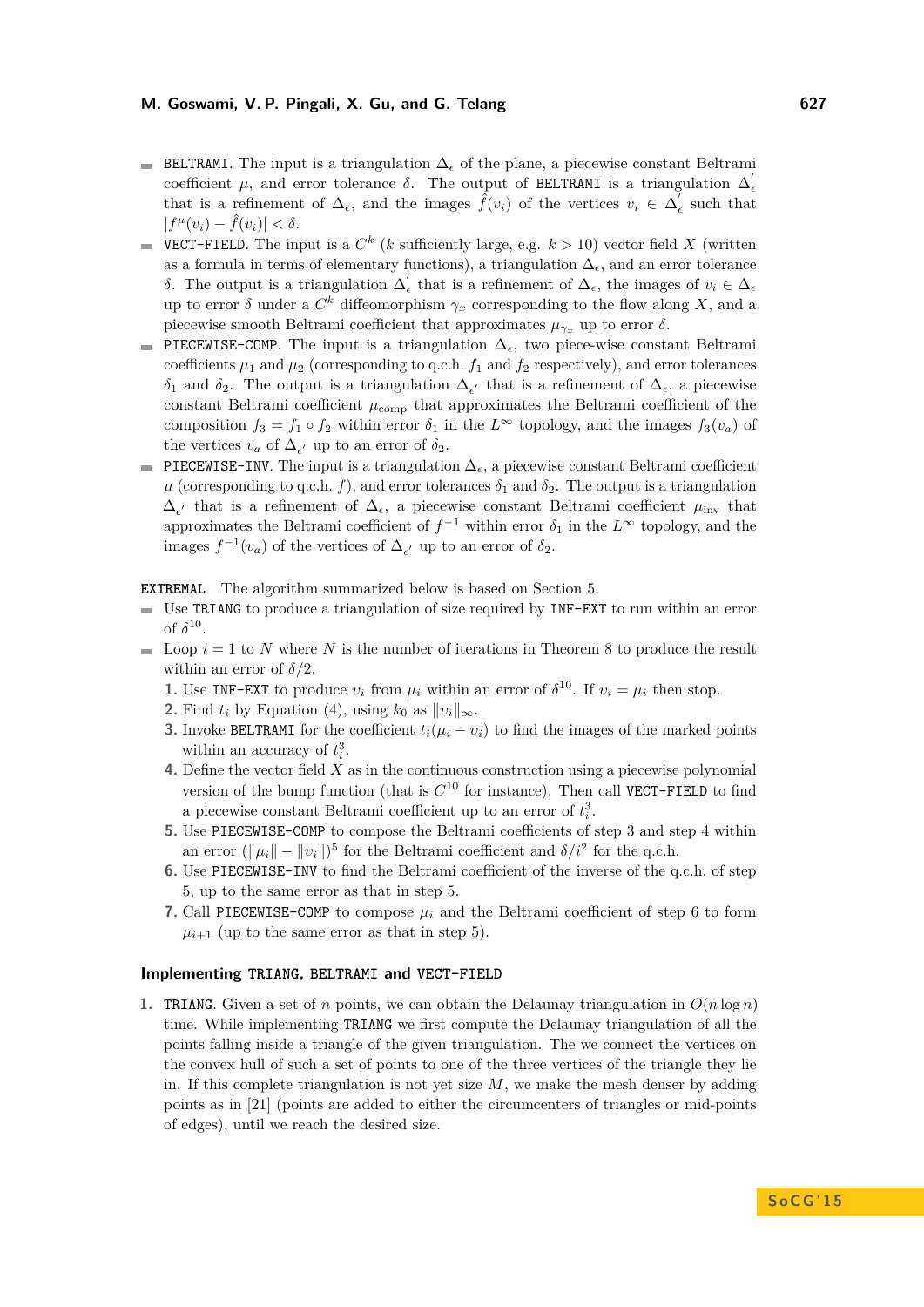- `BELTRAMI`. The input is a triangulation $\Delta_\epsilon$ of the plane, a piecewise constant Beltrami coefficient $\mu$, and error tolerance $\delta$. The output of `BELTRAMI` is a triangulation $\Delta_\epsilon^{'}$ that is a refinement of $\Delta_\epsilon$, and the images $\hat{f}(v_i)$ of the vertices $v_i \in \Delta_\epsilon^{'}$ such that $|f^\mu(v_i) - \hat{f}(v_i)| < \delta$.
- `VECT-FIELD`. The input is a $C^k$ ($k$ sufficiently large, e.g. $k > 10$) vector field $X$ (written as a formula in terms of elementary functions), a triangulation $\Delta_\epsilon$, and an error tolerance $\delta$. The output is a triangulation $\Delta_\epsilon^{'}$ that is a refinement of $\Delta_\epsilon$, the images of $v_i \in \Delta_\epsilon$ up to error $\delta$ under a $C^k$ diffeomorphism $\gamma_x$ corresponding to the flow along $X$, and a piecewise smooth Beltrami coefficient that approximates $\mu_{\gamma_x}$ up to error $\delta$.
- `PIECEWISE-COMP`. The input is a triangulation $\Delta_\epsilon$, two piece-wise constant Beltrami coefficients $\mu_1$ and $\mu_2$ (corresponding to q.c.h. $f_1$ and $f_2$ respectively), and error tolerances $\delta_1$ and $\delta_2$. The output is a triangulation $\Delta_{\epsilon'}$ that is a refinement of $\Delta_\epsilon$, a piecewise constant Beltrami coefficient $\mu_{\text{comp}}$ that approximates the Beltrami coefficient of the composition $f_3 = f_1 \circ f_2$ within error $\delta_1$ in the $L^\infty$ topology, and the images $f_3(v_a)$ of the vertices $v_a$ of $\Delta_{\epsilon'}$ up to an error of $\delta_2$.
- `PIECEWISE-INV`. The input is a triangulation $\Delta_\epsilon$, a piecewise constant Beltrami coefficient $\mu$ (corresponding to q.c.h. $f$), and error tolerances $\delta_1$ and $\delta_2$. The output is a triangulation $\Delta_{\epsilon'}$ that is a refinement of $\Delta_\epsilon$, a piecewise constant Beltrami coefficient $\mu_{\text{inv}}$ that approximates the Beltrami coefficient of $f^{-1}$ within error $\delta_1$ in the $L^\infty$ topology, and the images $f^{-1}(v_a)$ of the vertices of $\Delta_{\epsilon'}$ up to an error of $\delta_2$.

**`EXTREMAL`** The algorithm summarized below is based on Section 5.

- Use `TRIANG` to produce a triangulation of size required by `INF-EXT` to run within an error of $\delta^{10}$.
- Loop $i = 1$ to $N$ where $N$ is the number of iterations in Theorem 8 to produce the result within an error of $\delta/2$.
  1. Use `INF-EXT` to produce $v_i$ from $\mu_i$ within an error of $\delta^{10}$. If $v_i = \mu_i$ then stop.
  2. Find $t_i$ by Equation (4), using $k_0$ as $\|v_i\|_\infty$.
  3. Invoke `BELTRAMI` for the coefficient $t_i(\mu_i - v_i)$ to find the images of the marked points within an accuracy of $t_i^3$.
  4. Define the vector field $X$ as in the continuous construction using a piecewise polynomial version of the bump function (that is $C^{10}$ for instance). Then call `VECT-FIELD` to find a piecewise constant Beltrami coefficient up to an error of $t_i^3$.
  5. Use `PIECEWISE-COMP` to compose the Beltrami coefficients of step 3 and step 4 within an error $(\|\mu_i\| - \|v_i\|)^5$ for the Beltrami coefficient and $\delta/i^2$ for the q.c.h.
  6. Use `PIECEWISE-INV` to find the Beltrami coefficient of the inverse of the q.c.h. of step 5, up to the same error as that in step 5.
  7. Call `PIECEWISE-COMP` to compose $\mu_i$ and the Beltrami coefficient of step 6 to form $\mu_{i+1}$ (up to the same error as that in step 5).

### Implementing `TRIANG`, `BELTRAMI` and `VECT-FIELD`

1. `TRIANG`. Given a set of $n$ points, we can obtain the Delaunay triangulation in $O(n \log n)$ time. While implementing `TRIANG` we first compute the Delaunay triangulation of all the points falling inside a triangle of the given triangulation. The we connect the vertices on the convex hull of such a set of points to one of the three vertices of the triangle they lie in. If this complete triangulation is not yet size $M$, we make the mesh denser by adding points as in [21] (points are added to either the circumcenters of triangles or mid-points of edges), until we reach the desired size.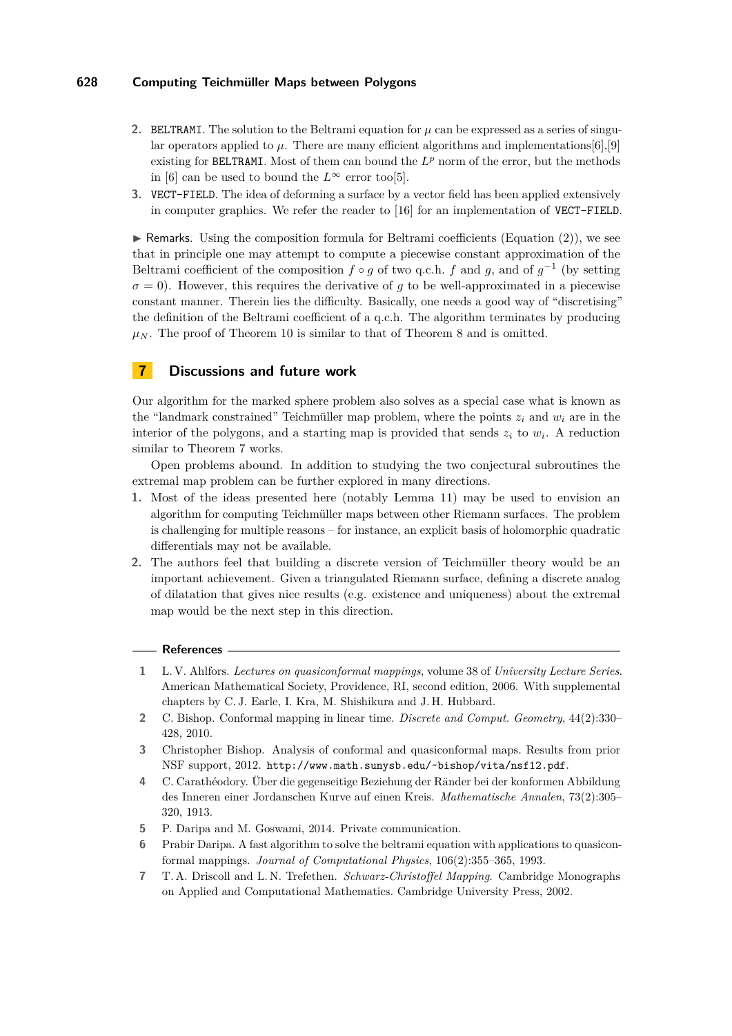2. BELTRAMI. The solution to the Beltrami equation for $\mu$ can be expressed as a series of singular operators applied to $\mu$. There are many efficient algorithms and implementations[6],[9] existing for BELTRAMI. Most of them can bound the $L^p$ norm of the error, but the methods in [6] can be used to bound the $L^\infty$ error too[5].
3. VECT-FIELD. The idea of deforming a surface by a vector field has been applied extensively in computer graphics. We refer the reader to [16] for an implementation of VECT-FIELD.

▶ Remarks. Using the composition formula for Beltrami coefficients (Equation (2)), we see that in principle one may attempt to compute a piecewise constant approximation of the Beltrami coefficient of the composition $f \circ g$ of two q.c.h. $f$ and $g$, and of $g^{-1}$ (by setting $\sigma = 0$). However, this requires the derivative of $g$ to be well-approximated in a piecewise constant manner. Therein lies the difficulty. Basically, one needs a good way of "discretising" the definition of the Beltrami coefficient of a q.c.h. The algorithm terminates by producing $\mu_N$. The proof of Theorem 10 is similar to that of Theorem 8 and is omitted.

## 7 Discussions and future work

Our algorithm for the marked sphere problem also solves as a special case what is known as the "landmark constrained" Teichmüller map problem, where the points $z_i$ and $w_i$ are in the interior of the polygons, and a starting map is provided that sends $z_i$ to $w_i$. A reduction similar to Theorem 7 works.

Open problems abound. In addition to studying the two conjectural subroutines the extremal map problem can be further explored in many directions.

1. Most of the ideas presented here (notably Lemma 11) may be used to envision an algorithm for computing Teichmüller maps between other Riemann surfaces. The problem is challenging for multiple reasons – for instance, an explicit basis of holomorphic quadratic differentials may not be available.
2. The authors feel that building a discrete version of Teichmüller theory would be an important achievement. Given a triangulated Riemann surface, defining a discrete analog of dilatation that gives nice results (e.g. existence and uniqueness) about the extremal map would be the next step in this direction.

### References

1. L. V. Ahlfors. *Lectures on quasiconformal mappings*, volume 38 of *University Lecture Series*. American Mathematical Society, Providence, RI, second edition, 2006. With supplemental chapters by C. J. Earle, I. Kra, M. Shishikura and J. H. Hubbard.
2. C. Bishop. Conformal mapping in linear time. *Discrete and Comput. Geometry*, 44(2):330–428, 2010.
3. Christopher Bishop. Analysis of conformal and quasiconformal maps. Results from prior NSF support, 2012. http://www.math.sunysb.edu/~bishop/vita/nsf12.pdf.
4. C. Carathéodory. Über die gegenseitige Beziehung der Ränder bei der konformen Abbildung des Inneren einer Jordanschen Kurve auf einen Kreis. *Mathematische Annalen*, 73(2):305–320, 1913.
5. P. Daripa and M. Goswami, 2014. Private communication.
6. Prabir Daripa. A fast algorithm to solve the beltrami equation with applications to quasiconformal mappings. *Journal of Computational Physics*, 106(2):355–365, 1993.
7. T. A. Driscoll and L. N. Trefethen. *Schwarz-Christoffel Mapping*. Cambridge Monographs on Applied and Computational Mathematics. Cambridge University Press, 2002.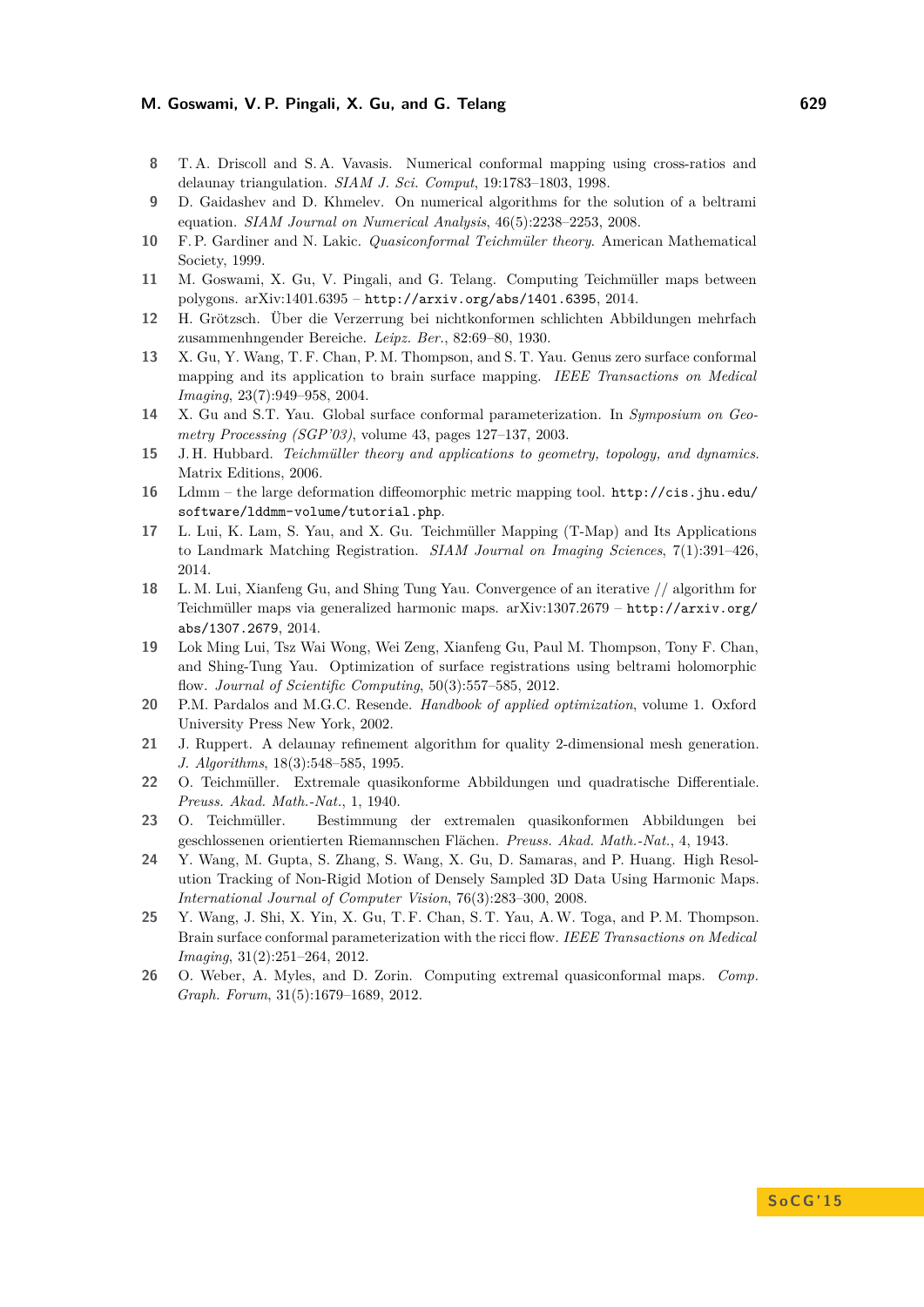8 T. A. Driscoll and S. A. Vavasis. Numerical conformal mapping using cross-ratios and delaunay triangulation. *SIAM J. Sci. Comput*, 19:1783–1803, 1998.

9 D. Gaidashev and D. Khmelev. On numerical algorithms for the solution of a beltrami equation. *SIAM Journal on Numerical Analysis*, 46(5):2238–2253, 2008.

10 F. P. Gardiner and N. Lakic. *Quasiconformal Teichmüler theory*. American Mathematical Society, 1999.

11 M. Goswami, X. Gu, V. Pingali, and G. Telang. Computing Teichmüller maps between polygons. arXiv:1401.6395 – `http://arxiv.org/abs/1401.6395`, 2014.

12 H. Grötzsch. Über die Verzerrung bei nichtkonformen schlichten Abbildungen mehrfach zusammenhngender Bereiche. *Leipz. Ber.*, 82:69–80, 1930.

13 X. Gu, Y. Wang, T. F. Chan, P. M. Thompson, and S. T. Yau. Genus zero surface conformal mapping and its application to brain surface mapping. *IEEE Transactions on Medical Imaging*, 23(7):949–958, 2004.

14 X. Gu and S.T. Yau. Global surface conformal parameterization. In *Symposium on Geometry Processing (SGP'03)*, volume 43, pages 127–137, 2003.

15 J. H. Hubbard. *Teichmüller theory and applications to geometry, topology, and dynamics*. Matrix Editions, 2006.

16 Ldmm – the large deformation diffeomorphic metric mapping tool. `http://cis.jhu.edu/software/lddmm-volume/tutorial.php`.

17 L. Lui, K. Lam, S. Yau, and X. Gu. Teichmüller Mapping (T-Map) and Its Applications to Landmark Matching Registration. *SIAM Journal on Imaging Sciences*, 7(1):391–426, 2014.

18 L. M. Lui, Xianfeng Gu, and Shing Tung Yau. Convergence of an iterative // algorithm for Teichmüller maps via generalized harmonic maps. arXiv:1307.2679 – `http://arxiv.org/abs/1307.2679`, 2014.

19 Lok Ming Lui, Tsz Wai Wong, Wei Zeng, Xianfeng Gu, Paul M. Thompson, Tony F. Chan, and Shing-Tung Yau. Optimization of surface registrations using beltrami holomorphic flow. *Journal of Scientific Computing*, 50(3):557–585, 2012.

20 P.M. Pardalos and M.G.C. Resende. *Handbook of applied optimization*, volume 1. Oxford University Press New York, 2002.

21 J. Ruppert. A delaunay refinement algorithm for quality 2-dimensional mesh generation. *J. Algorithms*, 18(3):548–585, 1995.

22 O. Teichmüller. Extremale quasikonforme Abbildungen und quadratische Differentiale. *Preuss. Akad. Math.-Nat.*, 1, 1940.

23 O. Teichmüller. Bestimmung der extremalen quasikonformen Abbildungen bei geschlossenen orientierten Riemannschen Flächen. *Preuss. Akad. Math.-Nat.*, 4, 1943.

24 Y. Wang, M. Gupta, S. Zhang, S. Wang, X. Gu, D. Samaras, and P. Huang. High Resolution Tracking of Non-Rigid Motion of Densely Sampled 3D Data Using Harmonic Maps. *International Journal of Computer Vision*, 76(3):283–300, 2008.

25 Y. Wang, J. Shi, X. Yin, X. Gu, T. F. Chan, S. T. Yau, A. W. Toga, and P. M. Thompson. Brain surface conformal parameterization with the ricci flow. *IEEE Transactions on Medical Imaging*, 31(2):251–264, 2012.

26 O. Weber, A. Myles, and D. Zorin. Computing extremal quasiconformal maps. *Comp. Graph. Forum*, 31(5):1679–1689, 2012.